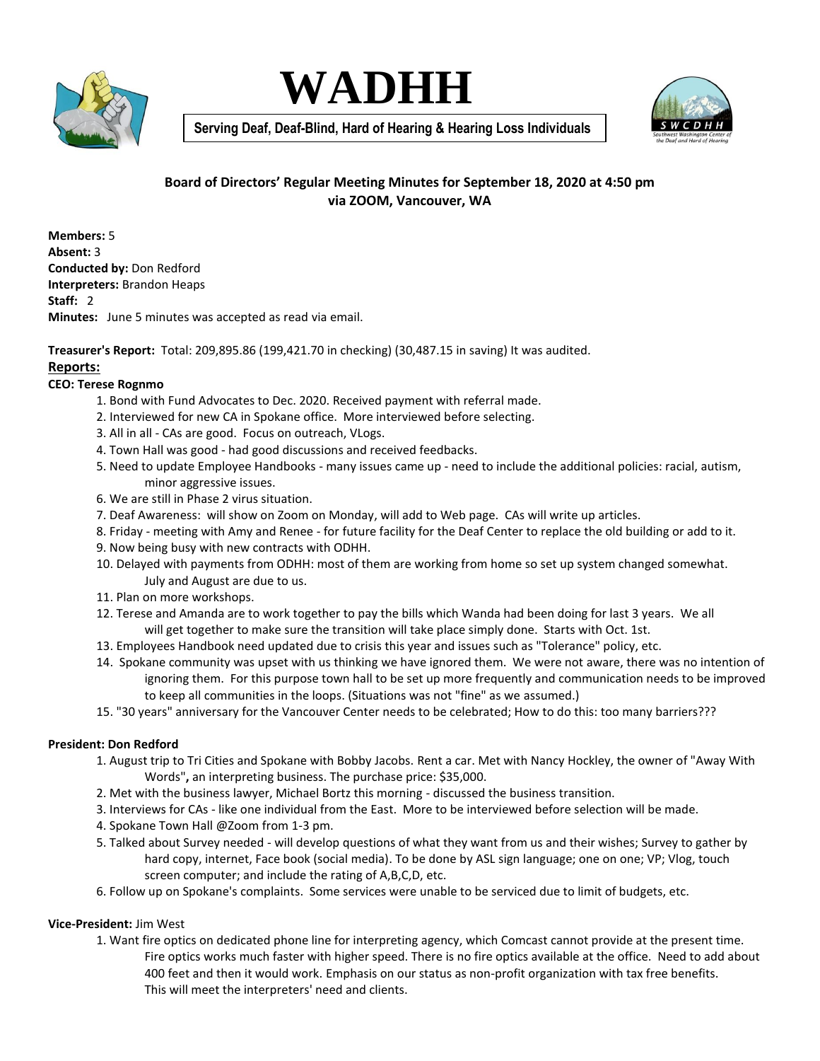# WADHH

**Serving Deaf, Deaf-Blind, Hard of Hearing & Hearing Loss Individuals**

**Board of Directors' Regular Meeting Minutes for September 18, 2020 at 4:50 pm**
**via ZOOM, Vancouver, WA**

**Members:** 5
**Absent:** 3
**Conducted by:** Don Redford
**Interpreters:** Brandon Heaps
**Staff:** 2
**Minutes:** June 5 minutes was accepted as read via email.

**Treasurer's Report:** Total: 209,895.86 (199,421.70 in checking) (30,487.15 in saving) It was audited.

## Reports:

**CEO: Terese Rognmo**

1. Bond with Fund Advocates to Dec. 2020. Received payment with referral made.
2. Interviewed for new CA in Spokane office. More interviewed before selecting.
3. All in all - CAs are good. Focus on outreach, VLogs.
4. Town Hall was good - had good discussions and received feedbacks.
5. Need to update Employee Handbooks - many issues came up - need to include the additional policies: racial, autism, minor aggressive issues.
6. We are still in Phase 2 virus situation.
7. Deaf Awareness: will show on Zoom on Monday, will add to Web page. CAs will write up articles.
8. Friday - meeting with Amy and Renee - for future facility for the Deaf Center to replace the old building or add to it.
9. Now being busy with new contracts with ODHH.
10. Delayed with payments from ODHH: most of them are working from home so set up system changed somewhat. July and August are due to us.
11. Plan on more workshops.
12. Terese and Amanda are to work together to pay the bills which Wanda had been doing for last 3 years. We all will get together to make sure the transition will take place simply done. Starts with Oct. 1st.
13. Employees Handbook need updated due to crisis this year and issues such as "Tolerance" policy, etc.
14. Spokane community was upset with us thinking we have ignored them. We were not aware, there was no intention of ignoring them. For this purpose town hall to be set up more frequently and communication needs to be improved to keep all communities in the loops. (Situations was not "fine" as we assumed.)
15. "30 years" anniversary for the Vancouver Center needs to be celebrated; How to do this: too many barriers???

**President: Don Redford**

1. August trip to Tri Cities and Spokane with Bobby Jacobs. Rent a car. Met with Nancy Hockley, the owner of "Away With Words", an interpreting business. The purchase price: $35,000.
2. Met with the business lawyer, Michael Bortz this morning - discussed the business transition.
3. Interviews for CAs - like one individual from the East. More to be interviewed before selection will be made.
4. Spokane Town Hall @Zoom from 1-3 pm.
5. Talked about Survey needed - will develop questions of what they want from us and their wishes; Survey to gather by hard copy, internet, Face book (social media). To be done by ASL sign language; one on one; VP; Vlog, touch screen computer; and include the rating of A,B,C,D, etc.
6. Follow up on Spokane's complaints. Some services were unable to be serviced due to limit of budgets, etc.

**Vice-President:** Jim West

1. Want fire optics on dedicated phone line for interpreting agency, which Comcast cannot provide at the present time. Fire optics works much faster with higher speed. There is no fire optics available at the office. Need to add about 400 feet and then it would work. Emphasis on our status as non-profit organization with tax free benefits. This will meet the interpreters' need and clients.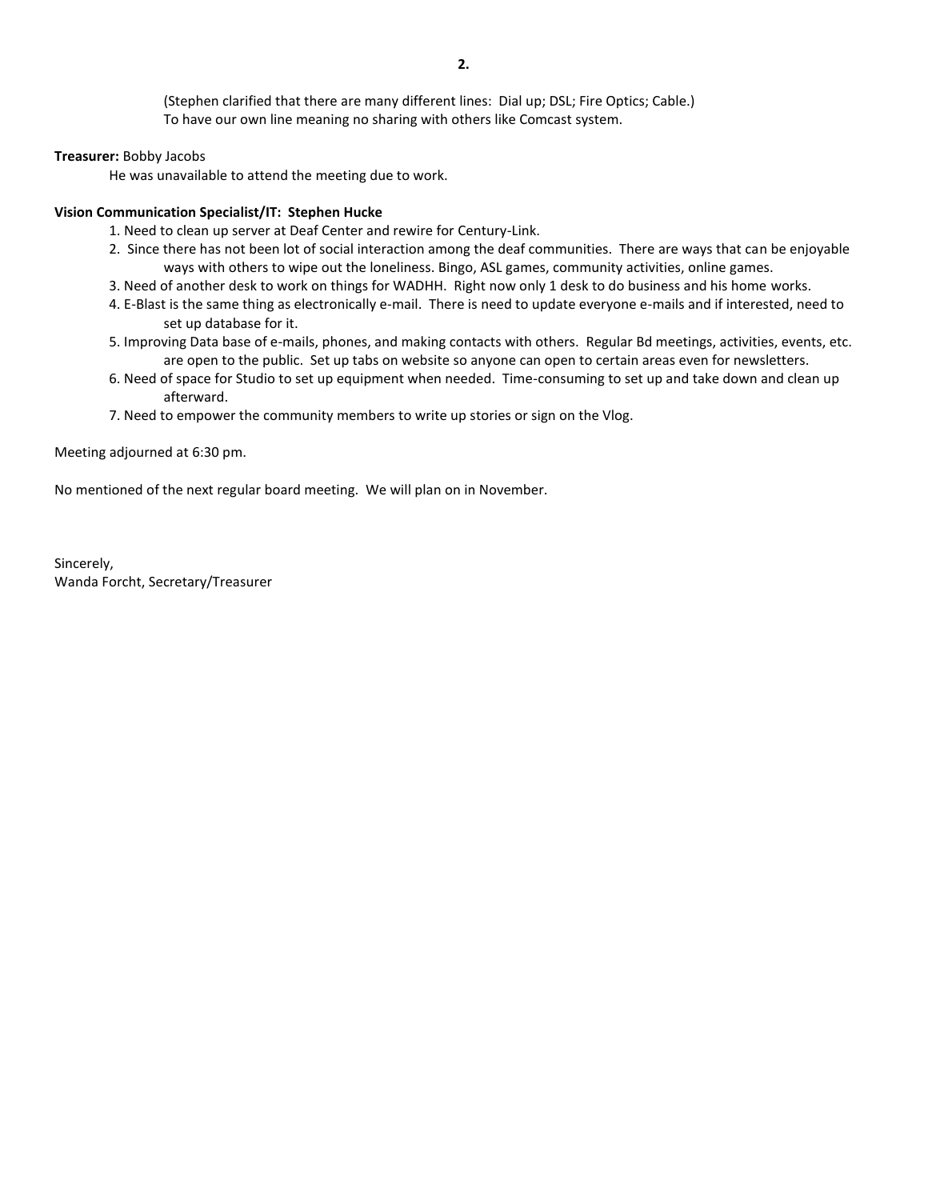(Stephen clarified that there are many different lines: Dial up; DSL; Fire Optics; Cable.)
To have our own line meaning no sharing with others like Comcast system.

**Treasurer:** Bobby Jacobs

He was unavailable to attend the meeting due to work.

**Vision Communication Specialist/IT: Stephen Hucke**

1. Need to clean up server at Deaf Center and rewire for Century-Link.
2. Since there has not been lot of social interaction among the deaf communities. There are ways that can be enjoyable ways with others to wipe out the loneliness. Bingo, ASL games, community activities, online games.
3. Need of another desk to work on things for WADHH. Right now only 1 desk to do business and his home works.
4. E-Blast is the same thing as electronically e-mail. There is need to update everyone e-mails and if interested, need to set up database for it.
5. Improving Data base of e-mails, phones, and making contacts with others. Regular Bd meetings, activities, events, etc. are open to the public. Set up tabs on website so anyone can open to certain areas even for newsletters.
6. Need of space for Studio to set up equipment when needed. Time-consuming to set up and take down and clean up afterward.
7. Need to empower the community members to write up stories or sign on the Vlog.

Meeting adjourned at 6:30 pm.

No mentioned of the next regular board meeting. We will plan on in November.

Sincerely,
Wanda Forcht, Secretary/Treasurer